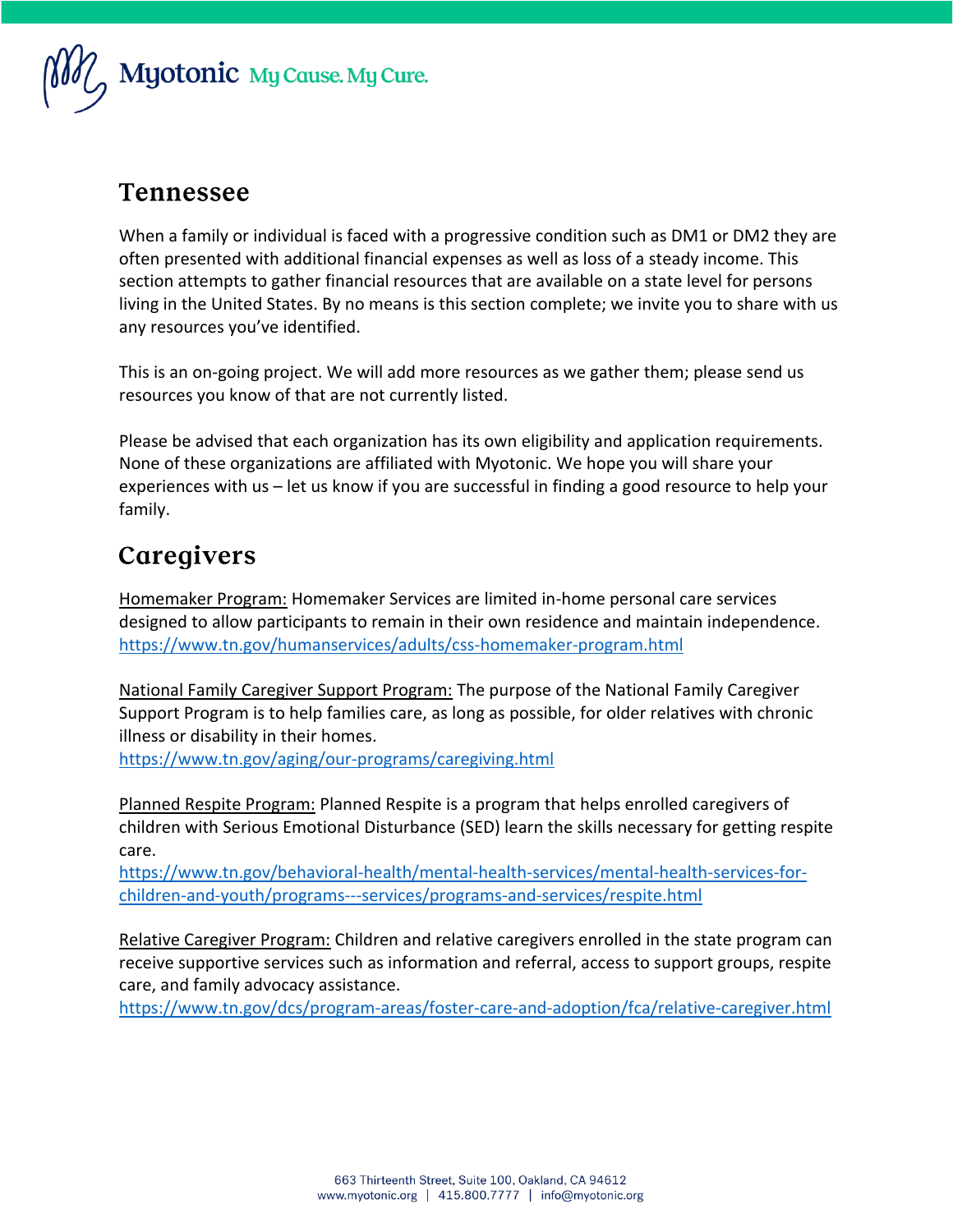# Tennessee

When a family or individual is faced with a progressive condition such as DM1 or DM2 they are often presented with additional financial expenses as well as loss of a steady income. This section attempts to gather financial resources that are available on a state level for persons living in the United States. By no means is this section complete; we invite you to share with us any resources you've identified.

This is an on-going project. We will add more resources as we gather them; please send us resources you know of that are not currently listed.

Please be advised that each organization has its own eligibility and application requirements. None of these organizations are affiliated with Myotonic. We hope you will share your experiences with us – let us know if you are successful in finding a good resource to help your family.

## Caregivers

Homemaker Program: Homemaker Services are limited in-home personal care services designed to allow participants to remain in their own residence and maintain independence.
https://www.tn.gov/humanservices/adults/css-homemaker-program.html

National Family Caregiver Support Program: The purpose of the National Family Caregiver Support Program is to help families care, as long as possible, for older relatives with chronic illness or disability in their homes.
https://www.tn.gov/aging/our-programs/caregiving.html

Planned Respite Program: Planned Respite is a program that helps enrolled caregivers of children with Serious Emotional Disturbance (SED) learn the skills necessary for getting respite care.
https://www.tn.gov/behavioral-health/mental-health-services/mental-health-services-for-children-and-youth/programs---services/programs-and-services/respite.html

Relative Caregiver Program: Children and relative caregivers enrolled in the state program can receive supportive services such as information and referral, access to support groups, respite care, and family advocacy assistance.
https://www.tn.gov/dcs/program-areas/foster-care-and-adoption/fca/relative-caregiver.html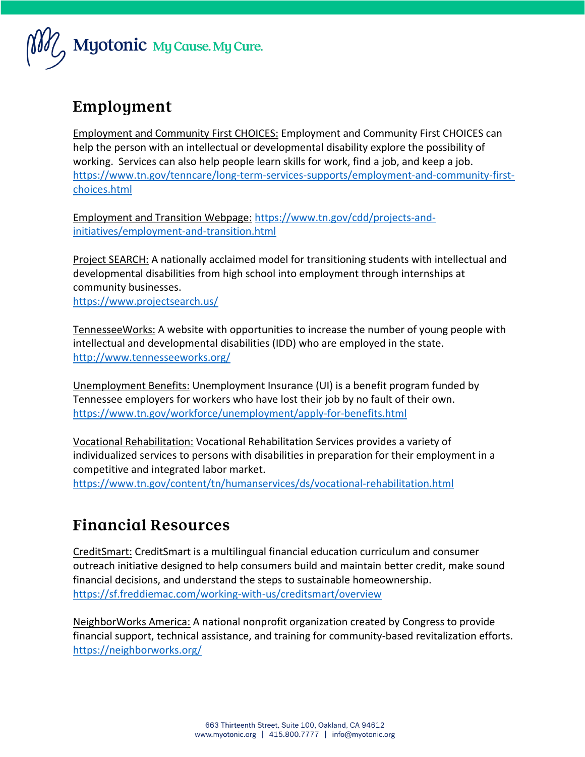## Employment

Employment and Community First CHOICES: Employment and Community First CHOICES can help the person with an intellectual or developmental disability explore the possibility of working. Services can also help people learn skills for work, find a job, and keep a job.
https://www.tn.gov/tenncare/long-term-services-supports/employment-and-community-first-choices.html

Employment and Transition Webpage: https://www.tn.gov/cdd/projects-and-initiatives/employment-and-transition.html

Project SEARCH: A nationally acclaimed model for transitioning students with intellectual and developmental disabilities from high school into employment through internships at community businesses.
https://www.projectsearch.us/

TennesseeWorks: A website with opportunities to increase the number of young people with intellectual and developmental disabilities (IDD) who are employed in the state.
http://www.tennesseeworks.org/

Unemployment Benefits: Unemployment Insurance (UI) is a benefit program funded by Tennessee employers for workers who have lost their job by no fault of their own.
https://www.tn.gov/workforce/unemployment/apply-for-benefits.html

Vocational Rehabilitation: Vocational Rehabilitation Services provides a variety of individualized services to persons with disabilities in preparation for their employment in a competitive and integrated labor market.
https://www.tn.gov/content/tn/humanservices/ds/vocational-rehabilitation.html

## Financial Resources

CreditSmart: CreditSmart is a multilingual financial education curriculum and consumer outreach initiative designed to help consumers build and maintain better credit, make sound financial decisions, and understand the steps to sustainable homeownership.
https://sf.freddiemac.com/working-with-us/creditsmart/overview

NeighborWorks America: A national nonprofit organization created by Congress to provide financial support, technical assistance, and training for community-based revitalization efforts.
https://neighborworks.org/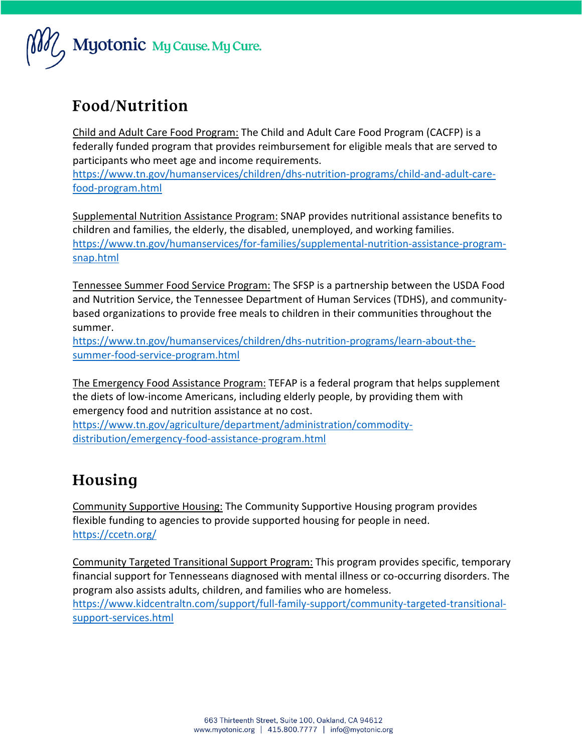## Food/Nutrition

Child and Adult Care Food Program: The Child and Adult Care Food Program (CACFP) is a federally funded program that provides reimbursement for eligible meals that are served to participants who meet age and income requirements.
https://www.tn.gov/humanservices/children/dhs-nutrition-programs/child-and-adult-care-food-program.html

Supplemental Nutrition Assistance Program: SNAP provides nutritional assistance benefits to children and families, the elderly, the disabled, unemployed, and working families.
https://www.tn.gov/humanservices/for-families/supplemental-nutrition-assistance-program-snap.html

Tennessee Summer Food Service Program: The SFSP is a partnership between the USDA Food and Nutrition Service, the Tennessee Department of Human Services (TDHS), and community-based organizations to provide free meals to children in their communities throughout the summer.
https://www.tn.gov/humanservices/children/dhs-nutrition-programs/learn-about-the-summer-food-service-program.html

The Emergency Food Assistance Program: TEFAP is a federal program that helps supplement the diets of low-income Americans, including elderly people, by providing them with emergency food and nutrition assistance at no cost.
https://www.tn.gov/agriculture/department/administration/commodity-distribution/emergency-food-assistance-program.html

## Housing

Community Supportive Housing: The Community Supportive Housing program provides flexible funding to agencies to provide supported housing for people in need.
https://ccetn.org/

Community Targeted Transitional Support Program: This program provides specific, temporary financial support for Tennesseans diagnosed with mental illness or co-occurring disorders. The program also assists adults, children, and families who are homeless.
https://www.kidcentraltn.com/support/full-family-support/community-targeted-transitional-support-services.html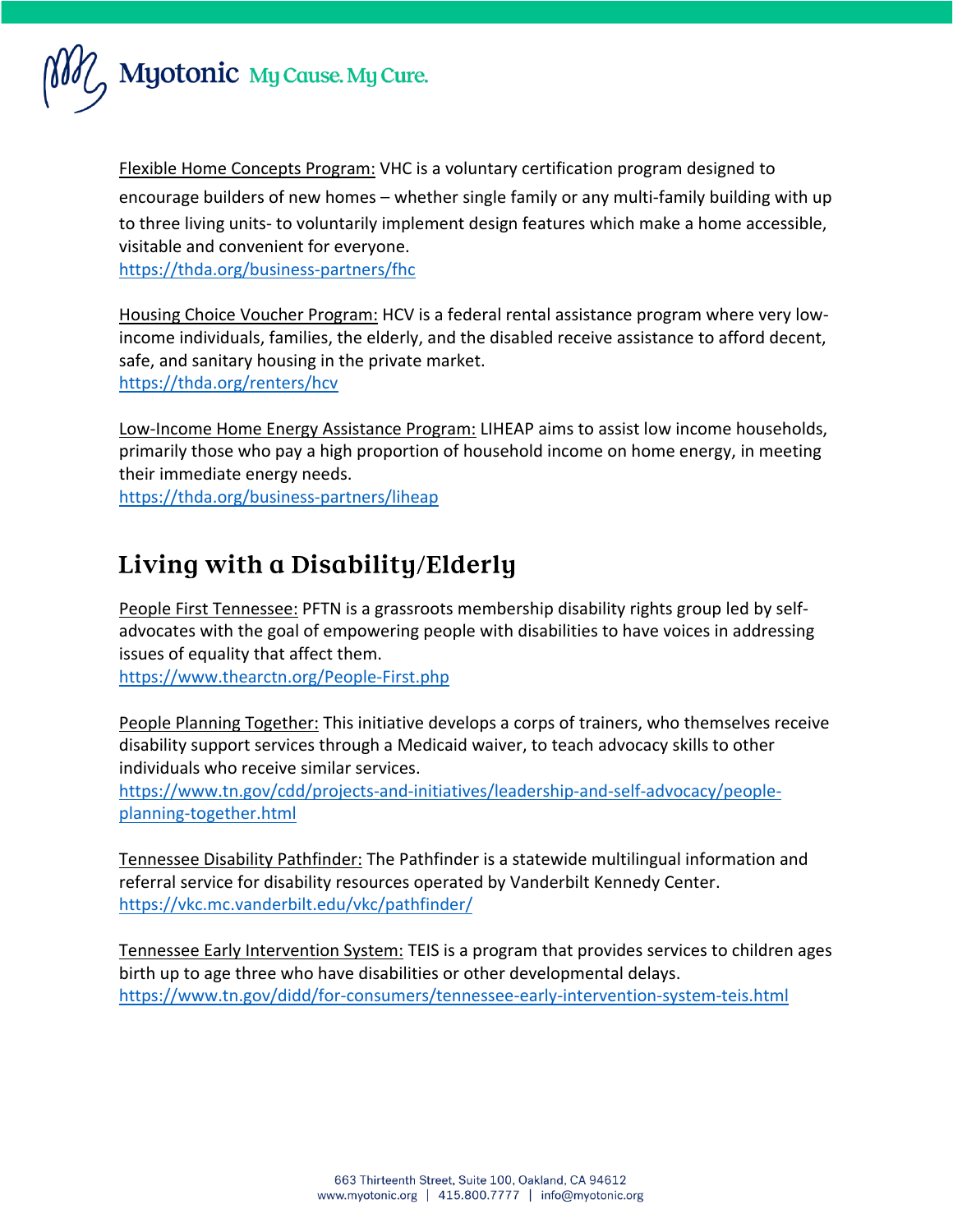Flexible Home Concepts Program: VHC is a voluntary certification program designed to encourage builders of new homes – whether single family or any multi-family building with up to three living units- to voluntarily implement design features which make a home accessible, visitable and convenient for everyone.
https://thda.org/business-partners/fhc

Housing Choice Voucher Program: HCV is a federal rental assistance program where very low-income individuals, families, the elderly, and the disabled receive assistance to afford decent, safe, and sanitary housing in the private market.
https://thda.org/renters/hcv

Low-Income Home Energy Assistance Program: LIHEAP aims to assist low income households, primarily those who pay a high proportion of household income on home energy, in meeting their immediate energy needs.
https://thda.org/business-partners/liheap

## Living with a Disability/Elderly

People First Tennessee: PFTN is a grassroots membership disability rights group led by self-advocates with the goal of empowering people with disabilities to have voices in addressing issues of equality that affect them.
https://www.thearctn.org/People-First.php

People Planning Together: This initiative develops a corps of trainers, who themselves receive disability support services through a Medicaid waiver, to teach advocacy skills to other individuals who receive similar services.
https://www.tn.gov/cdd/projects-and-initiatives/leadership-and-self-advocacy/people-planning-together.html

Tennessee Disability Pathfinder: The Pathfinder is a statewide multilingual information and referral service for disability resources operated by Vanderbilt Kennedy Center.
https://vkc.mc.vanderbilt.edu/vkc/pathfinder/

Tennessee Early Intervention System: TEIS is a program that provides services to children ages birth up to age three who have disabilities or other developmental delays.
https://www.tn.gov/didd/for-consumers/tennessee-early-intervention-system-teis.html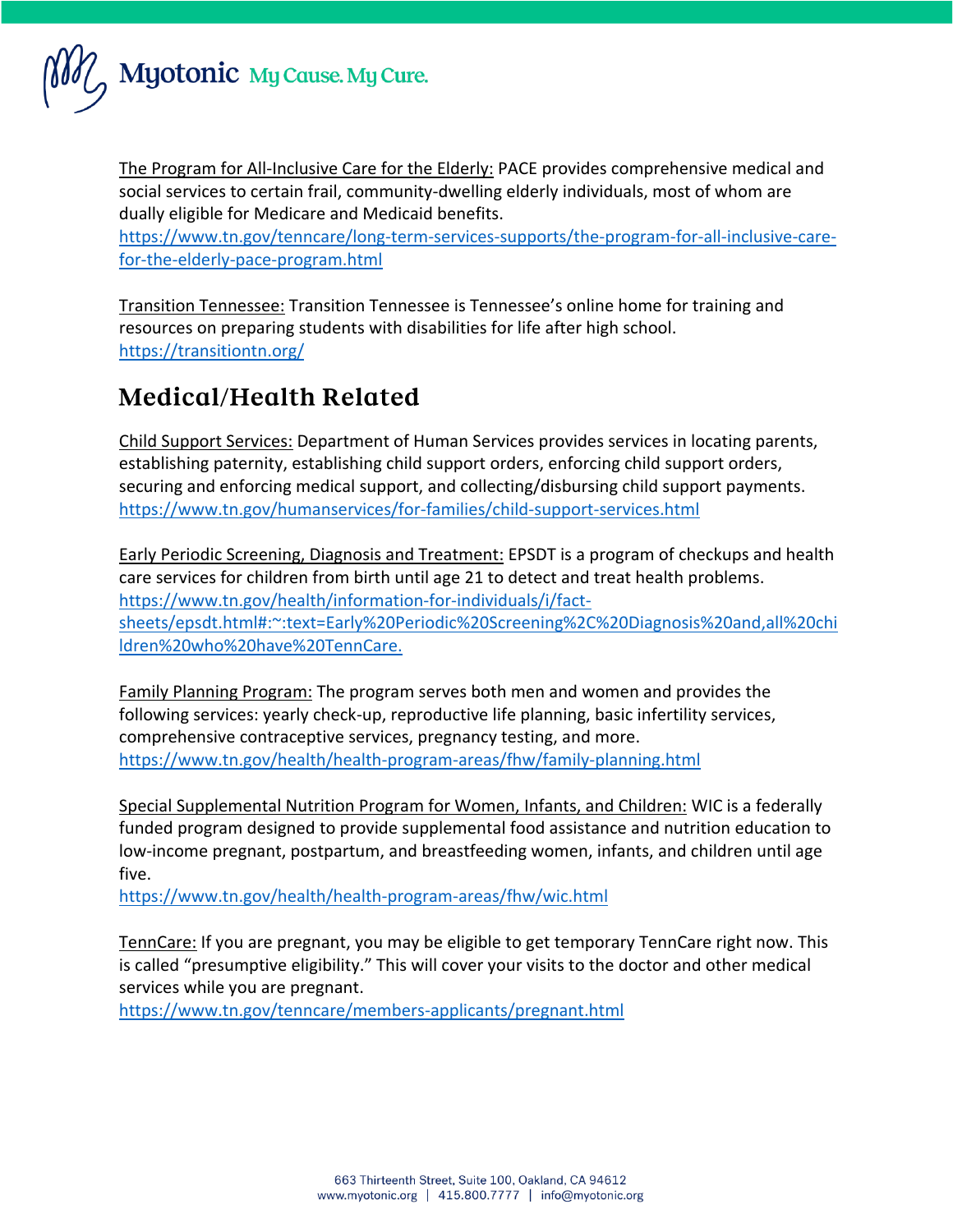The Program for All-Inclusive Care for the Elderly: PACE provides comprehensive medical and social services to certain frail, community-dwelling elderly individuals, most of whom are dually eligible for Medicare and Medicaid benefits.
https://www.tn.gov/tenncare/long-term-services-supports/the-program-for-all-inclusive-care-for-the-elderly-pace-program.html

Transition Tennessee: Transition Tennessee is Tennessee's online home for training and resources on preparing students with disabilities for life after high school.
https://transitiontn.org/

## Medical/Health Related

Child Support Services: Department of Human Services provides services in locating parents, establishing paternity, establishing child support orders, enforcing child support orders, securing and enforcing medical support, and collecting/disbursing child support payments.
https://www.tn.gov/humanservices/for-families/child-support-services.html

Early Periodic Screening, Diagnosis and Treatment: EPSDT is a program of checkups and health care services for children from birth until age 21 to detect and treat health problems.
https://www.tn.gov/health/information-for-individuals/i/fact-sheets/epsdt.html#:~:text=Early%20Periodic%20Screening%2C%20Diagnosis%20and,all%20children%20who%20have%20TennCare.

Family Planning Program: The program serves both men and women and provides the following services: yearly check-up, reproductive life planning, basic infertility services, comprehensive contraceptive services, pregnancy testing, and more.
https://www.tn.gov/health/health-program-areas/fhw/family-planning.html

Special Supplemental Nutrition Program for Women, Infants, and Children: WIC is a federally funded program designed to provide supplemental food assistance and nutrition education to low-income pregnant, postpartum, and breastfeeding women, infants, and children until age five.
https://www.tn.gov/health/health-program-areas/fhw/wic.html

TennCare: If you are pregnant, you may be eligible to get temporary TennCare right now. This is called "presumptive eligibility." This will cover your visits to the doctor and other medical services while you are pregnant.
https://www.tn.gov/tenncare/members-applicants/pregnant.html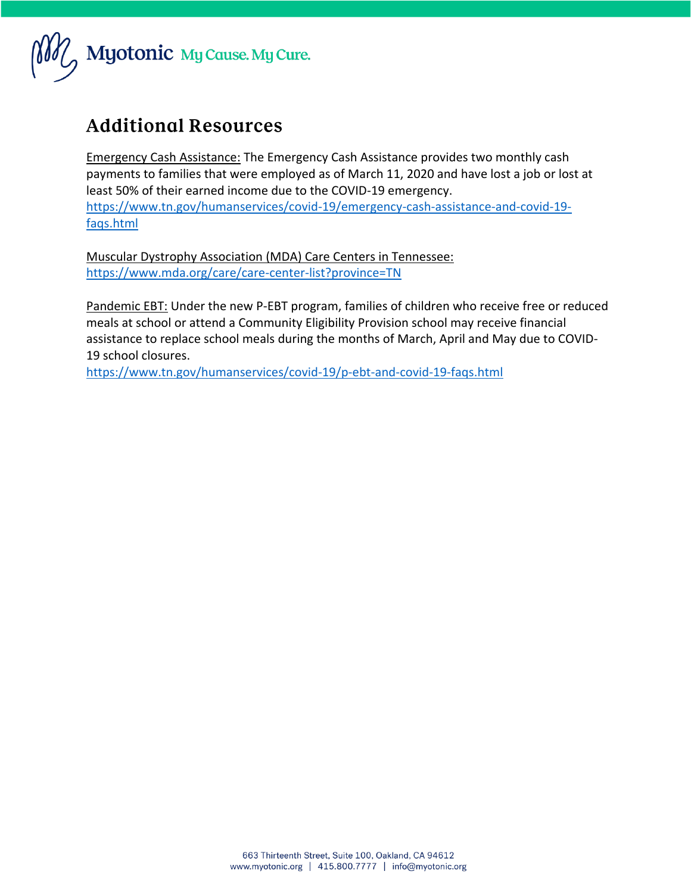## Additional Resources

Emergency Cash Assistance: The Emergency Cash Assistance provides two monthly cash payments to families that were employed as of March 11, 2020 and have lost a job or lost at least 50% of their earned income due to the COVID-19 emergency.
https://www.tn.gov/humanservices/covid-19/emergency-cash-assistance-and-covid-19-faqs.html

Muscular Dystrophy Association (MDA) Care Centers in Tennessee:
https://www.mda.org/care/care-center-list?province=TN

Pandemic EBT: Under the new P-EBT program, families of children who receive free or reduced meals at school or attend a Community Eligibility Provision school may receive financial assistance to replace school meals during the months of March, April and May due to COVID-19 school closures.
https://www.tn.gov/humanservices/covid-19/p-ebt-and-covid-19-faqs.html